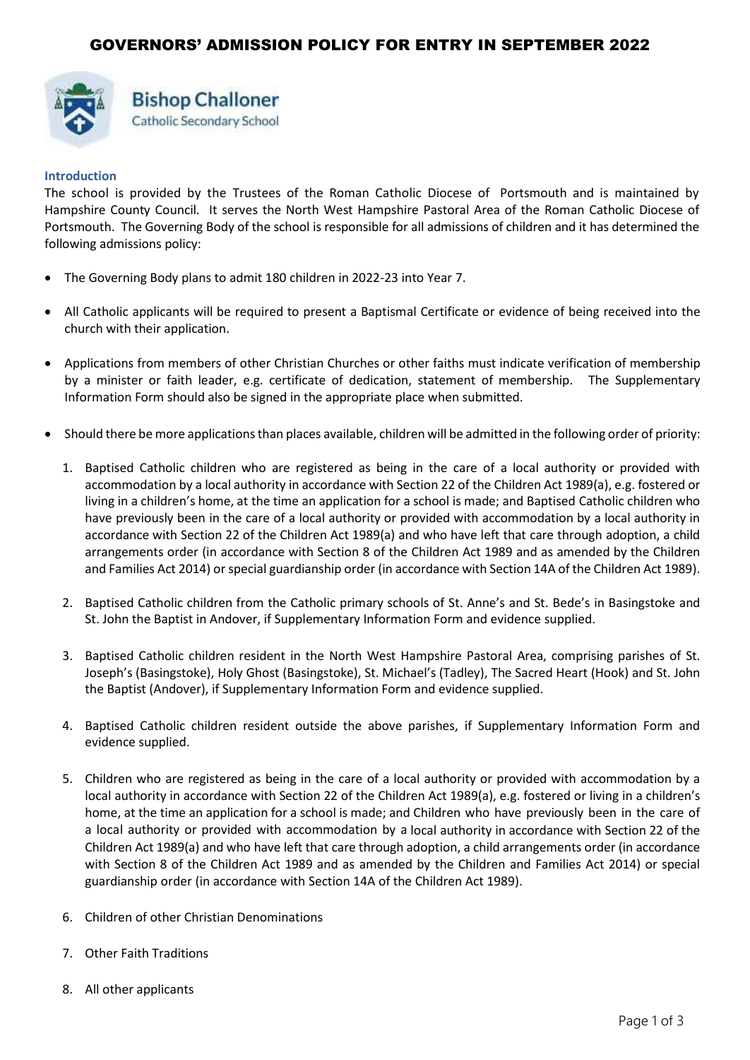# GOVERNORS' ADMISSION POLICY FOR ENTRY IN SEPTEMBER 2022

**Bishop Challoner**
Catholic Secondary School

## Introduction

The school is provided by the Trustees of the Roman Catholic Diocese of Portsmouth and is maintained by Hampshire County Council. It serves the North West Hampshire Pastoral Area of the Roman Catholic Diocese of Portsmouth. The Governing Body of the school is responsible for all admissions of children and it has determined the following admissions policy:

- The Governing Body plans to admit 180 children in 2022-23 into Year 7.
- All Catholic applicants will be required to present a Baptismal Certificate or evidence of being received into the church with their application.
- Applications from members of other Christian Churches or other faiths must indicate verification of membership by a minister or faith leader, e.g. certificate of dedication, statement of membership. The Supplementary Information Form should also be signed in the appropriate place when submitted.
- Should there be more applications than places available, children will be admitted in the following order of priority:

1. Baptised Catholic children who are registered as being in the care of a local authority or provided with accommodation by a local authority in accordance with Section 22 of the Children Act 1989(a), e.g. fostered or living in a children's home, at the time an application for a school is made; and Baptised Catholic children who have previously been in the care of a local authority or provided with accommodation by a local authority in accordance with Section 22 of the Children Act 1989(a) and who have left that care through adoption, a child arrangements order (in accordance with Section 8 of the Children Act 1989 and as amended by the Children and Families Act 2014) or special guardianship order (in accordance with Section 14A of the Children Act 1989).
2. Baptised Catholic children from the Catholic primary schools of St. Anne's and St. Bede's in Basingstoke and St. John the Baptist in Andover, if Supplementary Information Form and evidence supplied.
3. Baptised Catholic children resident in the North West Hampshire Pastoral Area, comprising parishes of St. Joseph's (Basingstoke), Holy Ghost (Basingstoke), St. Michael's (Tadley), The Sacred Heart (Hook) and St. John the Baptist (Andover), if Supplementary Information Form and evidence supplied.
4. Baptised Catholic children resident outside the above parishes, if Supplementary Information Form and evidence supplied.
5. Children who are registered as being in the care of a local authority or provided with accommodation by a local authority in accordance with Section 22 of the Children Act 1989(a), e.g. fostered or living in a children's home, at the time an application for a school is made; and Children who have previously been in the care of a local authority or provided with accommodation by a local authority in accordance with Section 22 of the Children Act 1989(a) and who have left that care through adoption, a child arrangements order (in accordance with Section 8 of the Children Act 1989 and as amended by the Children and Families Act 2014) or special guardianship order (in accordance with Section 14A of the Children Act 1989).
6. Children of other Christian Denominations
7. Other Faith Traditions
8. All other applicants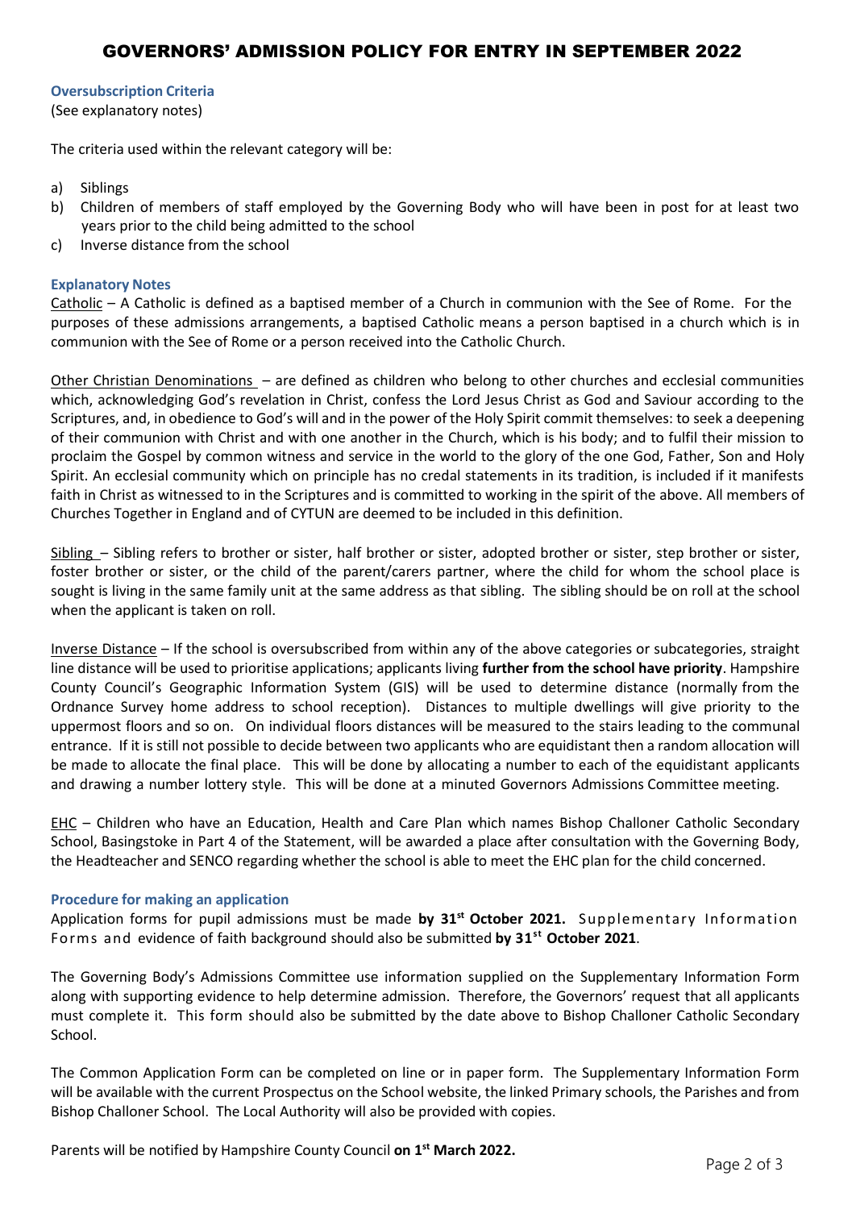# GOVERNORS' ADMISSION POLICY FOR ENTRY IN SEPTEMBER 2022

### Oversubscription Criteria

(See explanatory notes)

The criteria used within the relevant category will be:

a) Siblings
b) Children of members of staff employed by the Governing Body who will have been in post for at least two years prior to the child being admitted to the school
c) Inverse distance from the school

### Explanatory Notes

Catholic – A Catholic is defined as a baptised member of a Church in communion with the See of Rome. For the purposes of these admissions arrangements, a baptised Catholic means a person baptised in a church which is in communion with the See of Rome or a person received into the Catholic Church.

Other Christian Denominations – are defined as children who belong to other churches and ecclesial communities which, acknowledging God's revelation in Christ, confess the Lord Jesus Christ as God and Saviour according to the Scriptures, and, in obedience to God's will and in the power of the Holy Spirit commit themselves: to seek a deepening of their communion with Christ and with one another in the Church, which is his body; and to fulfil their mission to proclaim the Gospel by common witness and service in the world to the glory of the one God, Father, Son and Holy Spirit. An ecclesial community which on principle has no credal statements in its tradition, is included if it manifests faith in Christ as witnessed to in the Scriptures and is committed to working in the spirit of the above. All members of Churches Together in England and of CYTUN are deemed to be included in this definition.

Sibling – Sibling refers to brother or sister, half brother or sister, adopted brother or sister, step brother or sister, foster brother or sister, or the child of the parent/carers partner, where the child for whom the school place is sought is living in the same family unit at the same address as that sibling. The sibling should be on roll at the school when the applicant is taken on roll.

Inverse Distance – If the school is oversubscribed from within any of the above categories or subcategories, straight line distance will be used to prioritise applications; applicants living **further from the school have priority**. Hampshire County Council's Geographic Information System (GIS) will be used to determine distance (normally from the Ordnance Survey home address to school reception). Distances to multiple dwellings will give priority to the uppermost floors and so on. On individual floors distances will be measured to the stairs leading to the communal entrance. If it is still not possible to decide between two applicants who are equidistant then a random allocation will be made to allocate the final place. This will be done by allocating a number to each of the equidistant applicants and drawing a number lottery style. This will be done at a minuted Governors Admissions Committee meeting.

EHC – Children who have an Education, Health and Care Plan which names Bishop Challoner Catholic Secondary School, Basingstoke in Part 4 of the Statement, will be awarded a place after consultation with the Governing Body, the Headteacher and SENCO regarding whether the school is able to meet the EHC plan for the child concerned.

### Procedure for making an application

Application forms for pupil admissions must be made **by 31st October 2021.** Supplementary Information Forms and evidence of faith background should also be submitted **by 31st October 2021**.

The Governing Body's Admissions Committee use information supplied on the Supplementary Information Form along with supporting evidence to help determine admission. Therefore, the Governors' request that all applicants must complete it. This form should also be submitted by the date above to Bishop Challoner Catholic Secondary School.

The Common Application Form can be completed on line or in paper form. The Supplementary Information Form will be available with the current Prospectus on the School website, the linked Primary schools, the Parishes and from Bishop Challoner School. The Local Authority will also be provided with copies.

Parents will be notified by Hampshire County Council **on 1st March 2022.**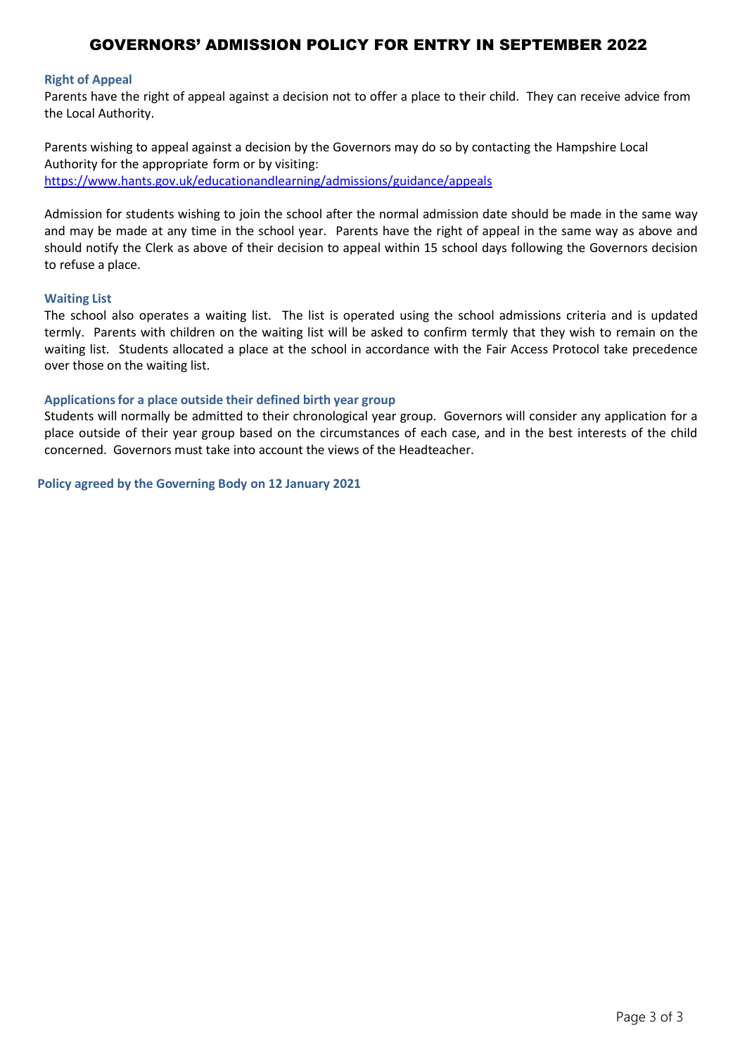# GOVERNORS' ADMISSION POLICY FOR ENTRY IN SEPTEMBER 2022

### Right of Appeal

Parents have the right of appeal against a decision not to offer a place to their child. They can receive advice from the Local Authority.

Parents wishing to appeal against a decision by the Governors may do so by contacting the Hampshire Local Authority for the appropriate form or by visiting:
https://www.hants.gov.uk/educationandlearning/admissions/guidance/appeals

Admission for students wishing to join the school after the normal admission date should be made in the same way and may be made at any time in the school year. Parents have the right of appeal in the same way as above and should notify the Clerk as above of their decision to appeal within 15 school days following the Governors decision to refuse a place.

### Waiting List

The school also operates a waiting list. The list is operated using the school admissions criteria and is updated termly. Parents with children on the waiting list will be asked to confirm termly that they wish to remain on the waiting list. Students allocated a place at the school in accordance with the Fair Access Protocol take precedence over those on the waiting list.

### Applications for a place outside their defined birth year group

Students will normally be admitted to their chronological year group. Governors will consider any application for a place outside of their year group based on the circumstances of each case, and in the best interests of the child concerned. Governors must take into account the views of the Headteacher.

**Policy agreed by the Governing Body on 12 January 2021**